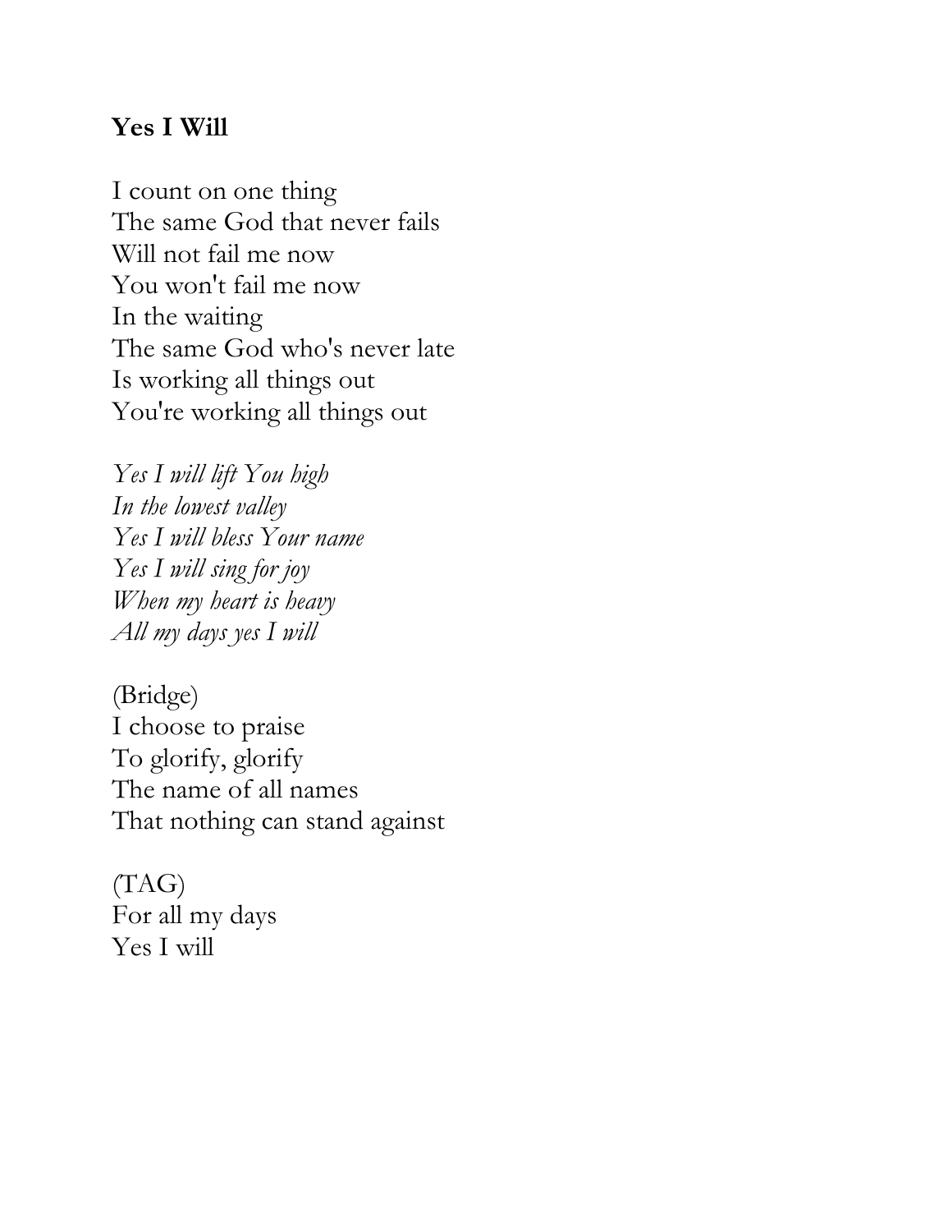**Yes I Will**

I count on one thing  
The same God that never fails  
Will not fail me now  
You won't fail me now  
In the waiting  
The same God who's never late  
Is working all things out  
You're working all things out

*Yes I will lift You high*  
*In the lowest valley*  
*Yes I will bless Your name*  
*Yes I will sing for joy*  
*When my heart is heavy*  
*All my days yes I will*

(Bridge)  
I choose to praise  
To glorify, glorify  
The name of all names  
That nothing can stand against

(TAG)  
For all my days  
Yes I will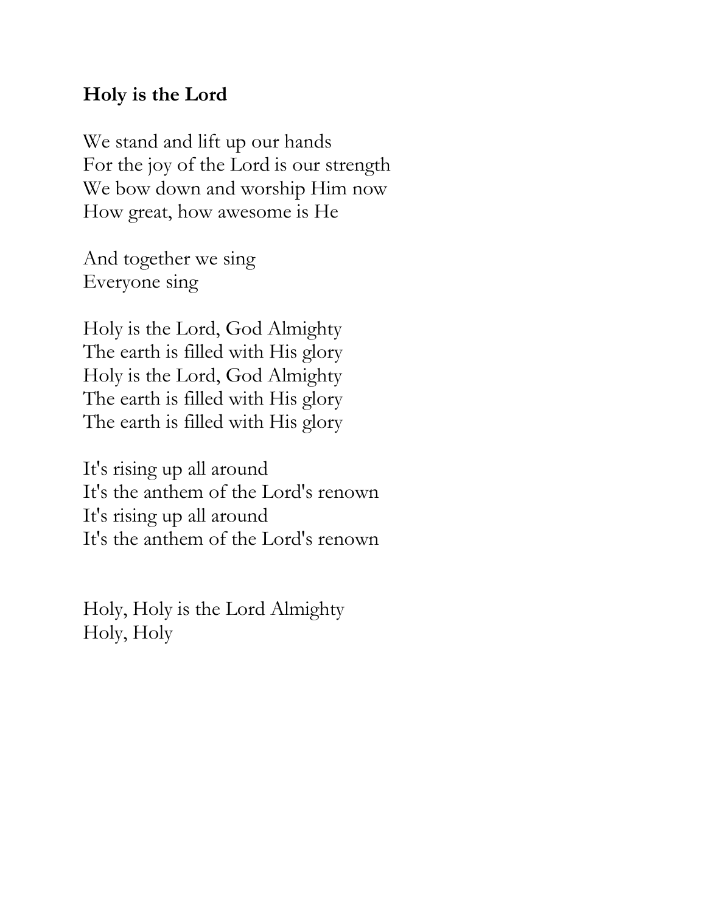**Holy is the Lord**

We stand and lift up our hands  
For the joy of the Lord is our strength  
We bow down and worship Him now  
How great, how awesome is He

And together we sing  
Everyone sing

Holy is the Lord, God Almighty  
The earth is filled with His glory  
Holy is the Lord, God Almighty  
The earth is filled with His glory  
The earth is filled with His glory

It's rising up all around  
It's the anthem of the Lord's renown  
It's rising up all around  
It's the anthem of the Lord's renown

Holy, Holy is the Lord Almighty  
Holy, Holy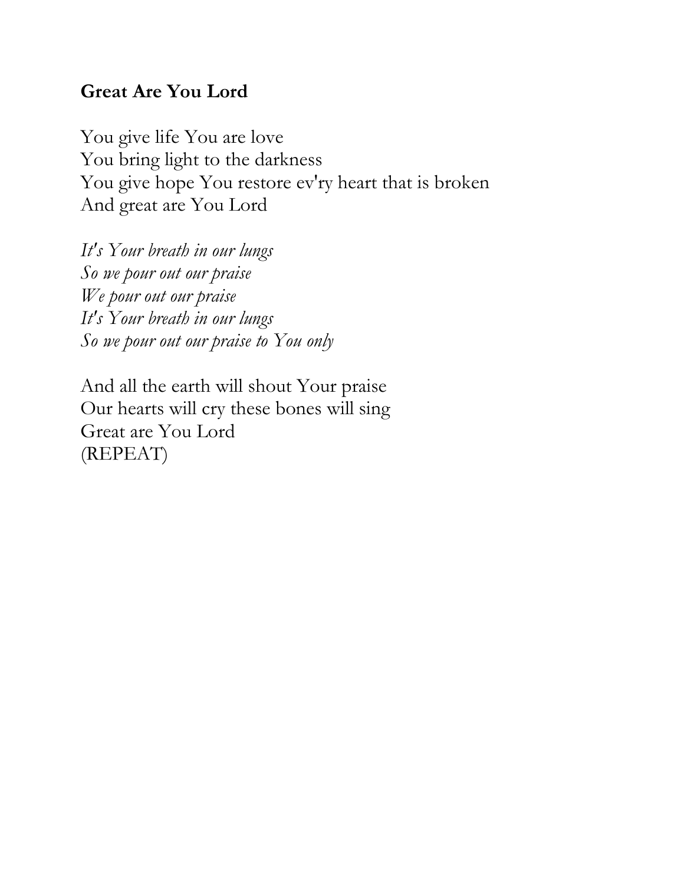**Great Are You Lord**

You give life You are love
You bring light to the darkness
You give hope You restore ev'ry heart that is broken
And great are You Lord

*It's Your breath in our lungs*
*So we pour out our praise*
*We pour out our praise*
*It's Your breath in our lungs*
*So we pour out our praise to You only*

And all the earth will shout Your praise
Our hearts will cry these bones will sing
Great are You Lord
(REPEAT)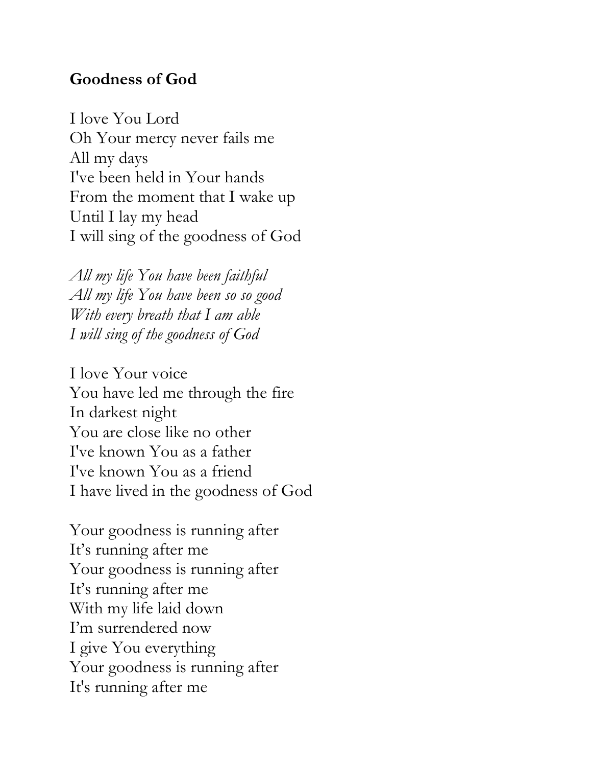**Goodness of God**

I love You Lord
Oh Your mercy never fails me
All my days
I've been held in Your hands
From the moment that I wake up
Until I lay my head
I will sing of the goodness of God

*All my life You have been faithful*
*All my life You have been so so good*
*With every breath that I am able*
*I will sing of the goodness of God*

I love Your voice
You have led me through the fire
In darkest night
You are close like no other
I've known You as a father
I've known You as a friend
I have lived in the goodness of God

Your goodness is running after
It's running after me
Your goodness is running after
It's running after me
With my life laid down
I'm surrendered now
I give You everything
Your goodness is running after
It's running after me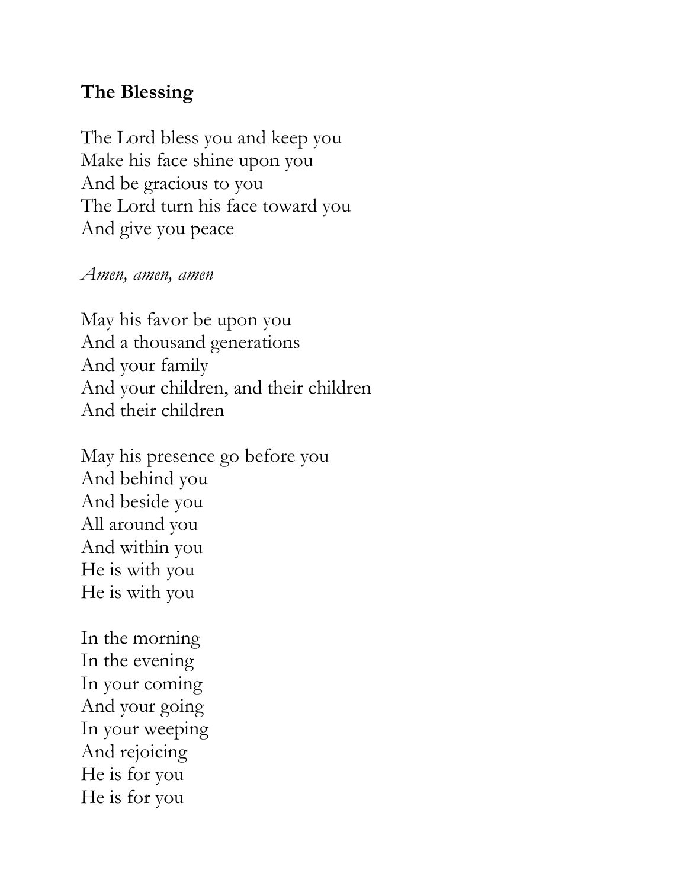**The Blessing**

The Lord bless you and keep you
Make his face shine upon you
And be gracious to you
The Lord turn his face toward you
And give you peace

*Amen, amen, amen*

May his favor be upon you
And a thousand generations
And your family
And your children, and their children
And their children

May his presence go before you
And behind you
And beside you
All around you
And within you
He is with you
He is with you

In the morning
In the evening
In your coming
And your going
In your weeping
And rejoicing
He is for you
He is for you